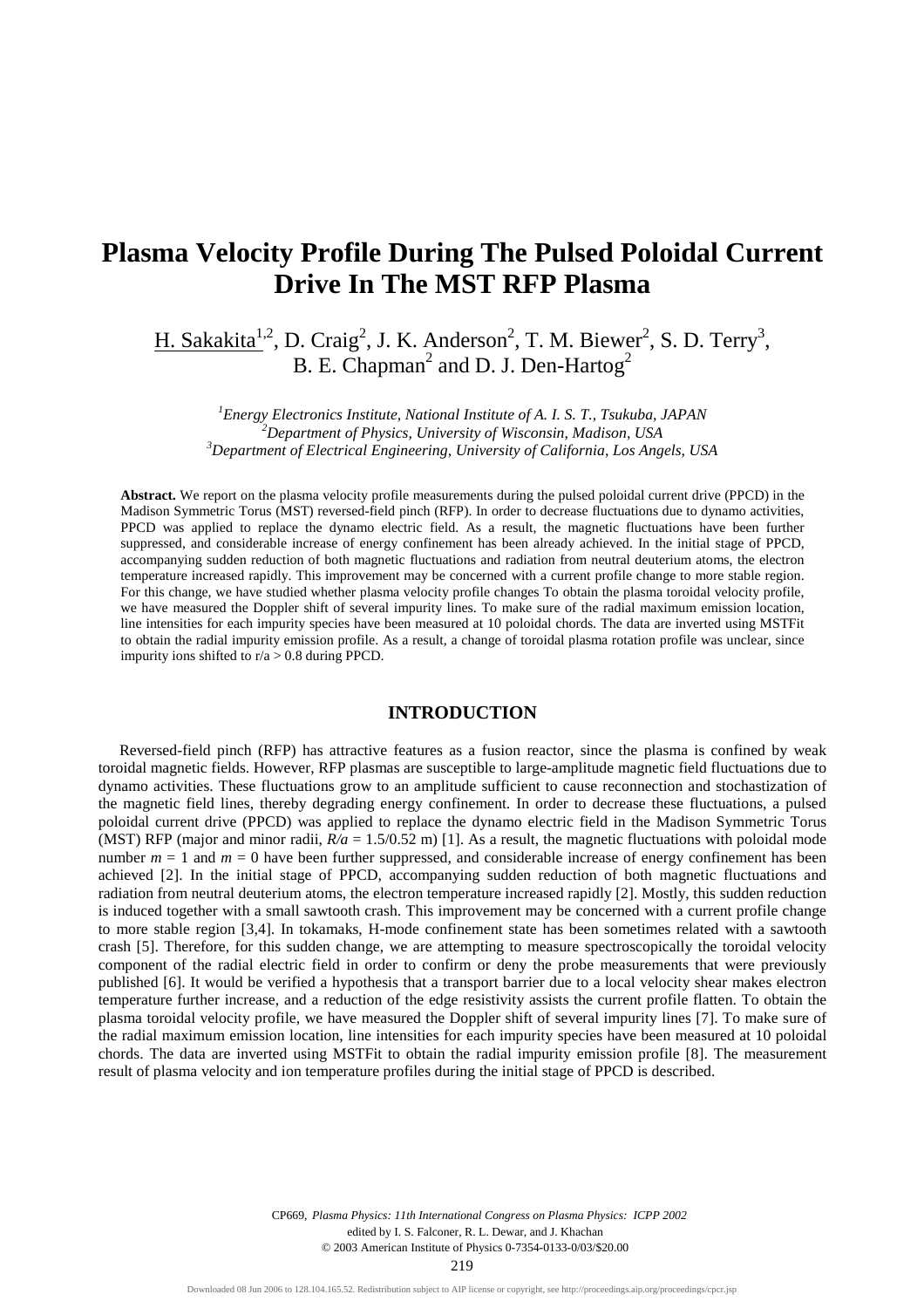# Plasma Velocity Profile During The Pulsed Poloidal Current Drive In The MST RFP Plasma

H. Sakakita[1,2], D. Craig[2], J. K. Anderson[2], T. M. Biewer[2], S. D. Terry[3], B. E. Chapman[2] and D. J. Den-Hartog[2]

[1]*Energy Electronics Institute, National Institute of A. I. S. T., Tsukuba, JAPAN*
[2]*Department of Physics, University of Wisconsin, Madison, USA*
[3]*Department of Electrical Engineering, University of California, Los Angels, USA*

**Abstract.** We report on the plasma velocity profile measurements during the pulsed poloidal current drive (PPCD) in the Madison Symmetric Torus (MST) reversed-field pinch (RFP). In order to decrease fluctuations due to dynamo activities, PPCD was applied to replace the dynamo electric field. As a result, the magnetic fluctuations have been further suppressed, and considerable increase of energy confinement has been already achieved. In the initial stage of PPCD, accompanying sudden reduction of both magnetic fluctuations and radiation from neutral deuterium atoms, the electron temperature increased rapidly. This improvement may be concerned with a current profile change to more stable region. For this change, we have studied whether plasma velocity profile changes To obtain the plasma toroidal velocity profile, we have measured the Doppler shift of several impurity lines. To make sure of the radial maximum emission location, line intensities for each impurity species have been measured at 10 poloidal chords. The data are inverted using MSTFit to obtain the radial impurity emission profile. As a result, a change of toroidal plasma rotation profile was unclear, since impurity ions shifted to r/a > 0.8 during PPCD.

## INTRODUCTION

Reversed-field pinch (RFP) has attractive features as a fusion reactor, since the plasma is confined by weak toroidal magnetic fields. However, RFP plasmas are susceptible to large-amplitude magnetic field fluctuations due to dynamo activities. These fluctuations grow to an amplitude sufficient to cause reconnection and stochastization of the magnetic field lines, thereby degrading energy confinement. In order to decrease these fluctuations, a pulsed poloidal current drive (PPCD) was applied to replace the dynamo electric field in the Madison Symmetric Torus (MST) RFP (major and minor radii, $R/a$ = 1.5/0.52 m) [1]. As a result, the magnetic fluctuations with poloidal mode number $m$ = 1 and $m$ = 0 have been further suppressed, and considerable increase of energy confinement has been achieved [2]. In the initial stage of PPCD, accompanying sudden reduction of both magnetic fluctuations and radiation from neutral deuterium atoms, the electron temperature increased rapidly [2]. Mostly, this sudden reduction is induced together with a small sawtooth crash. This improvement may be concerned with a current profile change to more stable region [3,4]. In tokamaks, H-mode confinement state has been sometimes related with a sawtooth crash [5]. Therefore, for this sudden change, we are attempting to measure spectroscopically the toroidal velocity component of the radial electric field in order to confirm or deny the probe measurements that were previously published [6]. It would be verified a hypothesis that a transport barrier due to a local velocity shear makes electron temperature further increase, and a reduction of the edge resistivity assists the current profile flatten. To obtain the plasma toroidal velocity profile, we have measured the Doppler shift of several impurity lines [7]. To make sure of the radial maximum emission location, line intensities for each impurity species have been measured at 10 poloidal chords. The data are inverted using MSTFit to obtain the radial impurity emission profile [8]. The measurement result of plasma velocity and ion temperature profiles during the initial stage of PPCD is described.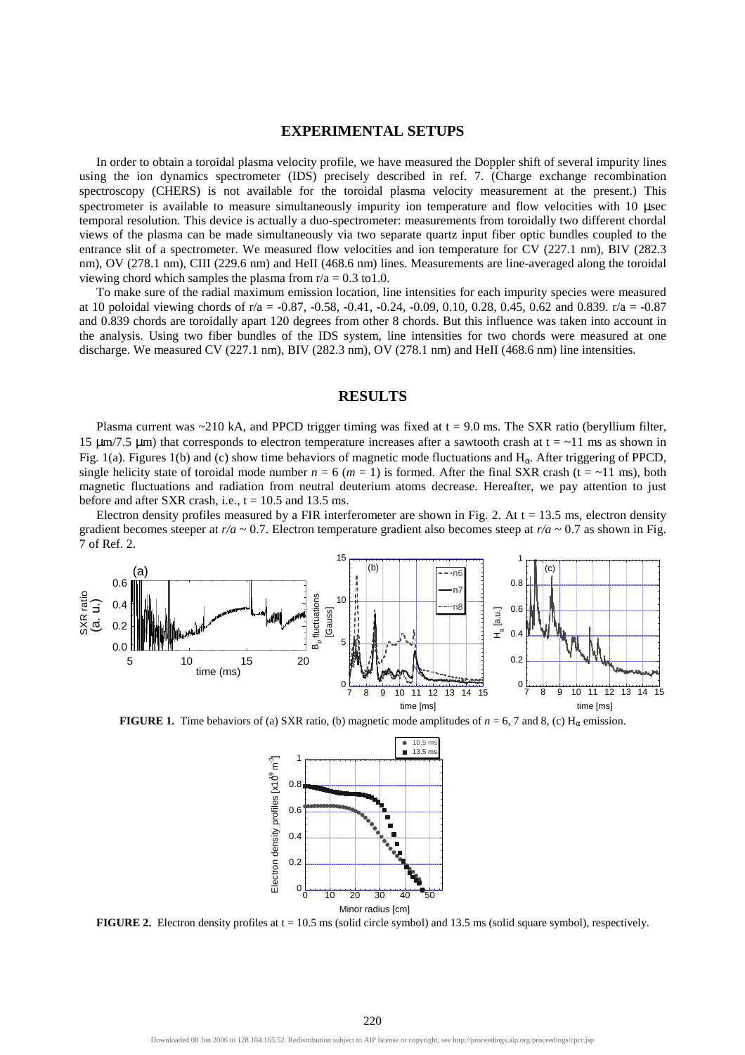## EXPERIMENTAL SETUPS

In order to obtain a toroidal plasma velocity profile, we have measured the Doppler shift of several impurity lines using the ion dynamics spectrometer (IDS) precisely described in ref. 7. (Charge exchange recombination spectroscopy (CHERS) is not available for the toroidal plasma velocity measurement at the present.) This spectrometer is available to measure simultaneously impurity ion temperature and flow velocities with 10 μsec temporal resolution. This device is actually a duo-spectrometer: measurements from toroidally two different chordal views of the plasma can be made simultaneously via two separate quartz input fiber optic bundles coupled to the entrance slit of a spectrometer. We measured flow velocities and ion temperature for CV (227.1 nm), BIV (282.3 nm), OV (278.1 nm), CIII (229.6 nm) and HeII (468.6 nm) lines. Measurements are line-averaged along the toroidal viewing chord which samples the plasma from r/a = 0.3 to1.0.

To make sure of the radial maximum emission location, line intensities for each impurity species were measured at 10 poloidal viewing chords of r/a = -0.87, -0.58, -0.41, -0.24, -0.09, 0.10, 0.28, 0.45, 0.62 and 0.839. r/a = -0.87 and 0.839 chords are toroidally apart 120 degrees from other 8 chords. But this influence was taken into account in the analysis. Using two fiber bundles of the IDS system, line intensities for two chords were measured at one discharge. We measured CV (227.1 nm), BIV (282.3 nm), OV (278.1 nm) and HeII (468.6 nm) line intensities.

## RESULTS

Plasma current was ~210 kA, and PPCD trigger timing was fixed at t = 9.0 ms. The SXR ratio (beryllium filter, 15 μm/7.5 μm) that corresponds to electron temperature increases after a sawtooth crash at t = ~11 ms as shown in Fig. 1(a). Figures 1(b) and (c) show time behaviors of magnetic mode fluctuations and $H_\alpha$. After triggering of PPCD, single helicity state of toroidal mode number $n = 6$ ($m = 1$) is formed. After the final SXR crash (t = ~11 ms), both magnetic fluctuations and radiation from neutral deuterium atoms decrease. Hereafter, we pay attention to just before and after SXR crash, i.e., t = 10.5 and 13.5 ms.

Electron density profiles measured by a FIR interferometer are shown in Fig. 2. At t = 13.5 ms, electron density gradient becomes steeper at $r/a \sim 0.7$. Electron temperature gradient also becomes steep at $r/a \sim 0.7$ as shown in Fig. 7 of Ref. 2.

**FIGURE 1.** Time behaviors of (a) SXR ratio, (b) magnetic mode amplitudes of $n = 6$, 7 and 8, (c) $H_\alpha$ emission.

**FIGURE 2.** Electron density profiles at t = 10.5 ms (solid circle symbol) and 13.5 ms (solid square symbol), respectively.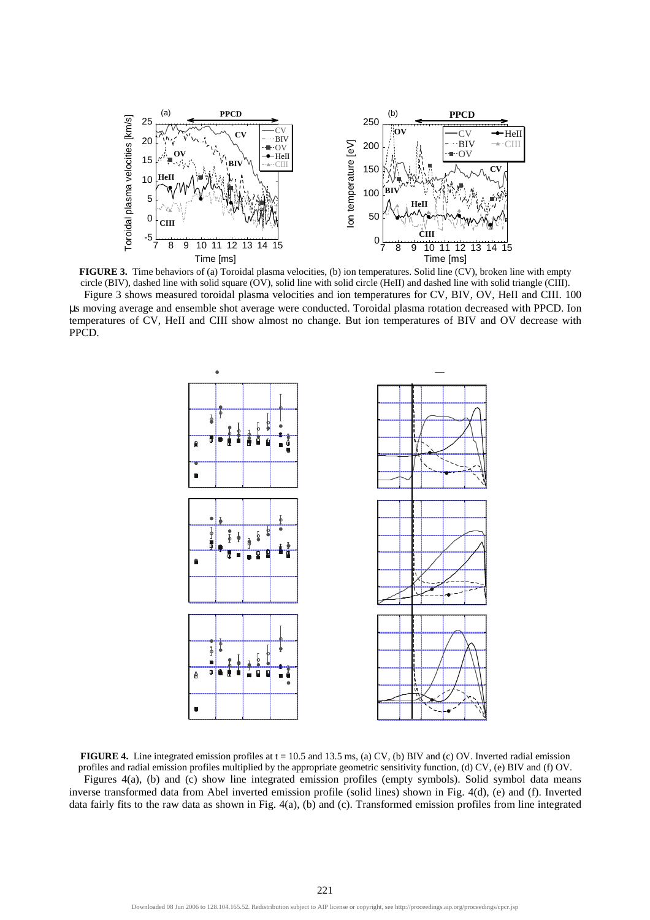**FIGURE 3.** Time behaviors of (a) Toroidal plasma velocities, (b) ion temperatures. Solid line (CV), broken line with empty circle (BIV), dashed line with solid square (OV), solid line with solid circle (HeII) and dashed line with solid triangle (CIII).

Figure 3 shows measured toroidal plasma velocities and ion temperatures for CV, BIV, OV, HeII and CIII. 100 μs moving average and ensemble shot average were conducted. Toroidal plasma rotation decreased with PPCD. Ion temperatures of CV, HeII and CIII show almost no change. But ion temperatures of BIV and OV decrease with PPCD.

**FIGURE 4.** Line integrated emission profiles at t = 10.5 and 13.5 ms, (a) CV, (b) BIV and (c) OV. Inverted radial emission profiles and radial emission profiles multiplied by the appropriate geometric sensitivity function, (d) CV, (e) BIV and (f) OV.

Figures 4(a), (b) and (c) show line integrated emission profiles (empty symbols). Solid symbol data means inverse transformed data from Abel inverted emission profile (solid lines) shown in Fig. 4(d), (e) and (f). Inverted data fairly fits to the raw data as shown in Fig. 4(a), (b) and (c). Transformed emission profiles from line integrated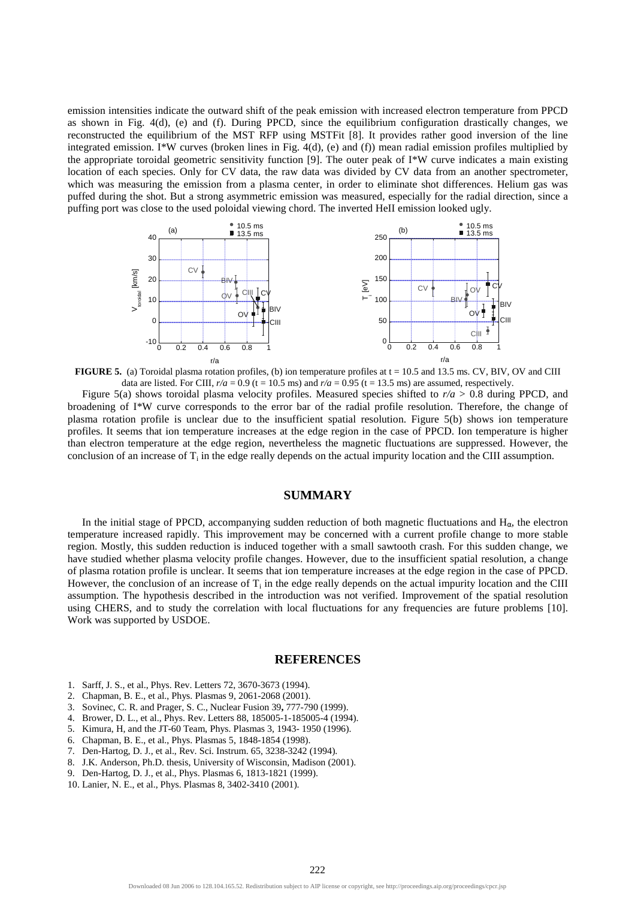emission intensities indicate the outward shift of the peak emission with increased electron temperature from PPCD as shown in Fig. 4(d), (e) and (f). During PPCD, since the equilibrium configuration drastically changes, we reconstructed the equilibrium of the MST RFP using MSTFit [8]. It provides rather good inversion of the line integrated emission. I*W curves (broken lines in Fig. 4(d), (e) and (f)) mean radial emission profiles multiplied by the appropriate toroidal geometric sensitivity function [9]. The outer peak of I*W curve indicates a main existing location of each species. Only for CV data, the raw data was divided by CV data from an another spectrometer, which was measuring the emission from a plasma center, in order to eliminate shot differences. Helium gas was puffed during the shot. But a strong asymmetric emission was measured, especially for the radial direction, since a puffing port was close to the used poloidal viewing chord. The inverted HeII emission looked ugly.

(a)
● 10.5 ms
■ 13.5 ms
$V_{toroidal}$ [km/s]
40
30
20
10
0
-10
0 0.2 0.4 0.6 0.8 1
r/a
CV BIV OV CIII CV BIV OV CIII

(b)
● 10.5 ms
■ 13.5 ms
$T_i$ [eV]
250
200
150
100
50
0
0 0.2 0.4 0.6 0.8 1
r/a
CV OV BIV CV BIV OV CIII CIII

**FIGURE 5.** (a) Toroidal plasma rotation profiles, (b) ion temperature profiles at t = 10.5 and 13.5 ms. CV, BIV, OV and CIII data are listed. For CIII, $r/a = 0.9$ (t = 10.5 ms) and $r/a = 0.95$ (t = 13.5 ms) are assumed, respectively.

Figure 5(a) shows toroidal plasma velocity profiles. Measured species shifted to $r/a > 0.8$ during PPCD, and broadening of I*W curve corresponds to the error bar of the radial profile resolution. Therefore, the change of plasma rotation profile is unclear due to the insufficient spatial resolution. Figure 5(b) shows ion temperature profiles. It seems that ion temperature increases at the edge region in the case of PPCD. Ion temperature is higher than electron temperature at the edge region, nevertheless the magnetic fluctuations are suppressed. However, the conclusion of an increase of $T_i$ in the edge really depends on the actual impurity location and the CIII assumption.

## SUMMARY

In the initial stage of PPCD, accompanying sudden reduction of both magnetic fluctuations and $H_\alpha$, the electron temperature increased rapidly. This improvement may be concerned with a current profile change to more stable region. Mostly, this sudden reduction is induced together with a small sawtooth crash. For this sudden change, we have studied whether plasma velocity profile changes. However, due to the insufficient spatial resolution, a change of plasma rotation profile is unclear. It seems that ion temperature increases at the edge region in the case of PPCD. However, the conclusion of an increase of $T_i$ in the edge really depends on the actual impurity location and the CIII assumption. The hypothesis described in the introduction was not verified. Improvement of the spatial resolution using CHERS, and to study the correlation with local fluctuations for any frequencies are future problems [10]. Work was supported by USDOE.

## REFERENCES

1. Sarff, J. S., et al., Phys. Rev. Letters 72, 3670-3673 (1994).
2. Chapman, B. E., et al., Phys. Plasmas 9, 2061-2068 (2001).
3. Sovinec, C. R. and Prager, S. C., Nuclear Fusion 39**,** 777-790 (1999).
4. Brower, D. L., et al., Phys. Rev. Letters 88, 185005-1-185005-4 (1994).
5. Kimura, H, and the JT-60 Team, Phys. Plasmas 3, 1943- 1950 (1996).
6. Chapman, B. E., et al., Phys. Plasmas 5, 1848-1854 (1998).
7. Den-Hartog, D. J., et al., Rev. Sci. Instrum. 65, 3238-3242 (1994).
8. J.K. Anderson, Ph.D. thesis, University of Wisconsin, Madison (2001).
9. Den-Hartog, D. J., et al., Phys. Plasmas 6, 1813-1821 (1999).
10. Lanier, N. E., et al., Phys. Plasmas 8, 3402-3410 (2001).